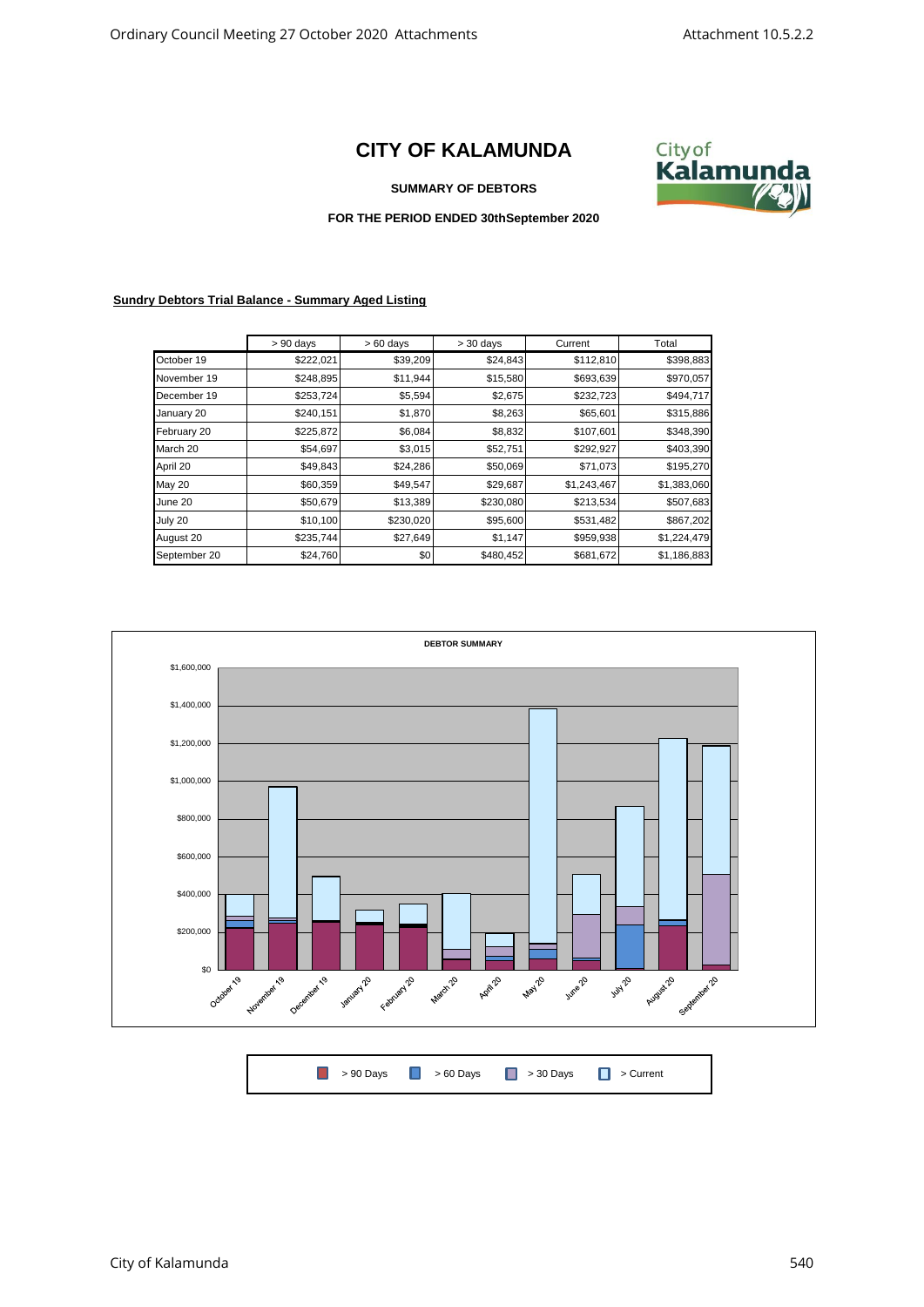# CITY OF KALAMUNDA

**SUMMARY OF DEBTORS**

**FOR THE PERIOD ENDED 30thSeptember 2020**

**Sundry Debtors Trial Balance - Summary Aged Listing**

| | > 90 days | > 60 days | > 30 days | Current | Total |
|---|---|---|---|---|---|
| October 19 | $222,021 | $39,209 | $24,843 | $112,810 | $398,883 |
| November 19 | $248,895 | $11,944 | $15,580 | $693,639 | $970,057 |
| December 19 | $253,724 | $5,594 | $2,675 | $232,723 | $494,717 |
| January 20 | $240,151 | $1,870 | $8,263 | $65,601 | $315,886 |
| February 20 | $225,872 | $6,084 | $8,832 | $107,601 | $348,390 |
| March 20 | $54,697 | $3,015 | $52,751 | $292,927 | $403,390 |
| April 20 | $49,843 | $24,286 | $50,069 | $71,073 | $195,270 |
| May 20 | $60,359 | $49,547 | $29,687 | $1,243,467 | $1,383,060 |
| June 20 | $50,679 | $13,389 | $230,080 | $213,534 | $507,683 |
| July 20 | $10,100 | $230,020 | $95,600 | $531,482 | $867,202 |
| August 20 | $235,744 | $27,649 | $1,147 | $959,938 | $1,224,479 |
| September 20 | $24,760 | $0 | $480,452 | $681,672 | $1,186,883 |

**DEBTOR SUMMARY**

> 90 Days | > 60 Days | > 30 Days | > Current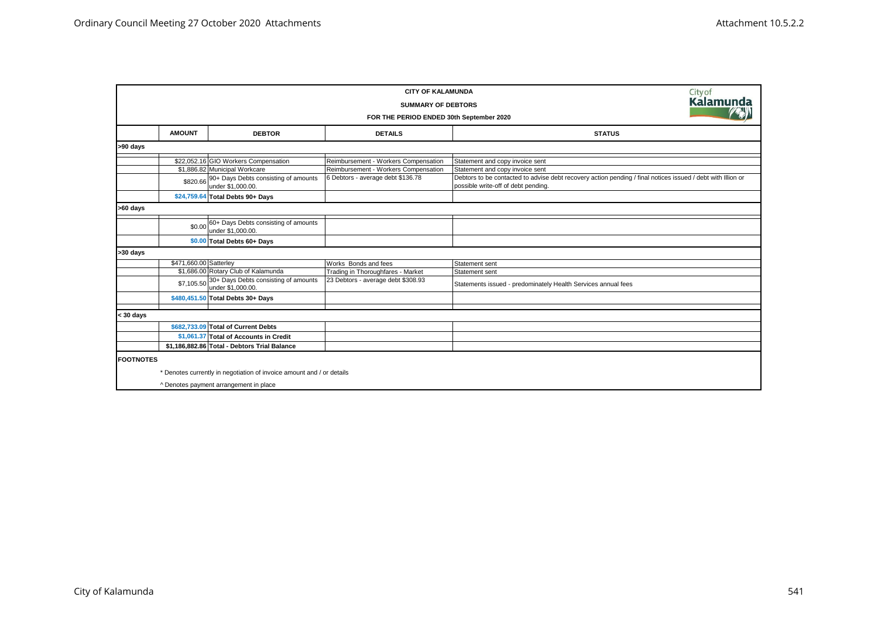**CITY OF KALAMUNDA**

**SUMMARY OF DEBTORS**

**FOR THE PERIOD ENDED 30th September 2020**

| | AMOUNT | DEBTOR | DETAILS | STATUS |
|---|---|---|---|---|
| **>90 days** | | | | |
| | $22,052.16 | GIO Workers Compensation | Reimbursement - Workers Compensation | Statement and copy invoice sent |
| | $1,886.82 | Municipal Workcare | Reimbursement - Workers Compensation | Statement and copy invoice sent |
| | $820.66 | 90+ Days Debts consisting of amounts under $1,000.00. | 6 Debtors - average debt $136.78 | Debtors to be contacted to advise debt recovery action pending / final notices issued / debt with Illion or possible write-off of debt pending. |
| | **$24,759.64** | **Total Debts 90+ Days** | | |
| **>60 days** | | | | |
| | $0.00 | 60+ Days Debts consisting of amounts under $1,000.00. | | |
| | **$0.00** | **Total Debts 60+ Days** | | |
| **>30 days** | | | | |
| | $471,660.00 | Satterley | Works Bonds and fees | Statement sent |
| | $1,686.00 | Rotary Club of Kalamunda | Trading in Thoroughfares - Market | Statement sent |
| | $7,105.50 | 30+ Days Debts consisting of amounts under $1,000.00. | 23 Debtors - average debt $308.93 | Statements issued - predominately Health Services annual fees |
| | **$480,451.50** | **Total Debts 30+ Days** | | |
| **< 30 days** | | | | |
| | **$682,733.09** | **Total of Current Debts** | | |
| | **$1,061.37** | **Total of Accounts in Credit** | | |
| | **$1,186,882.86** | **Total - Debtors Trial Balance** | | |

**FOOTNOTES**

* Denotes currently in negotiation of invoice amount and / or details

^ Denotes payment arrangement in place